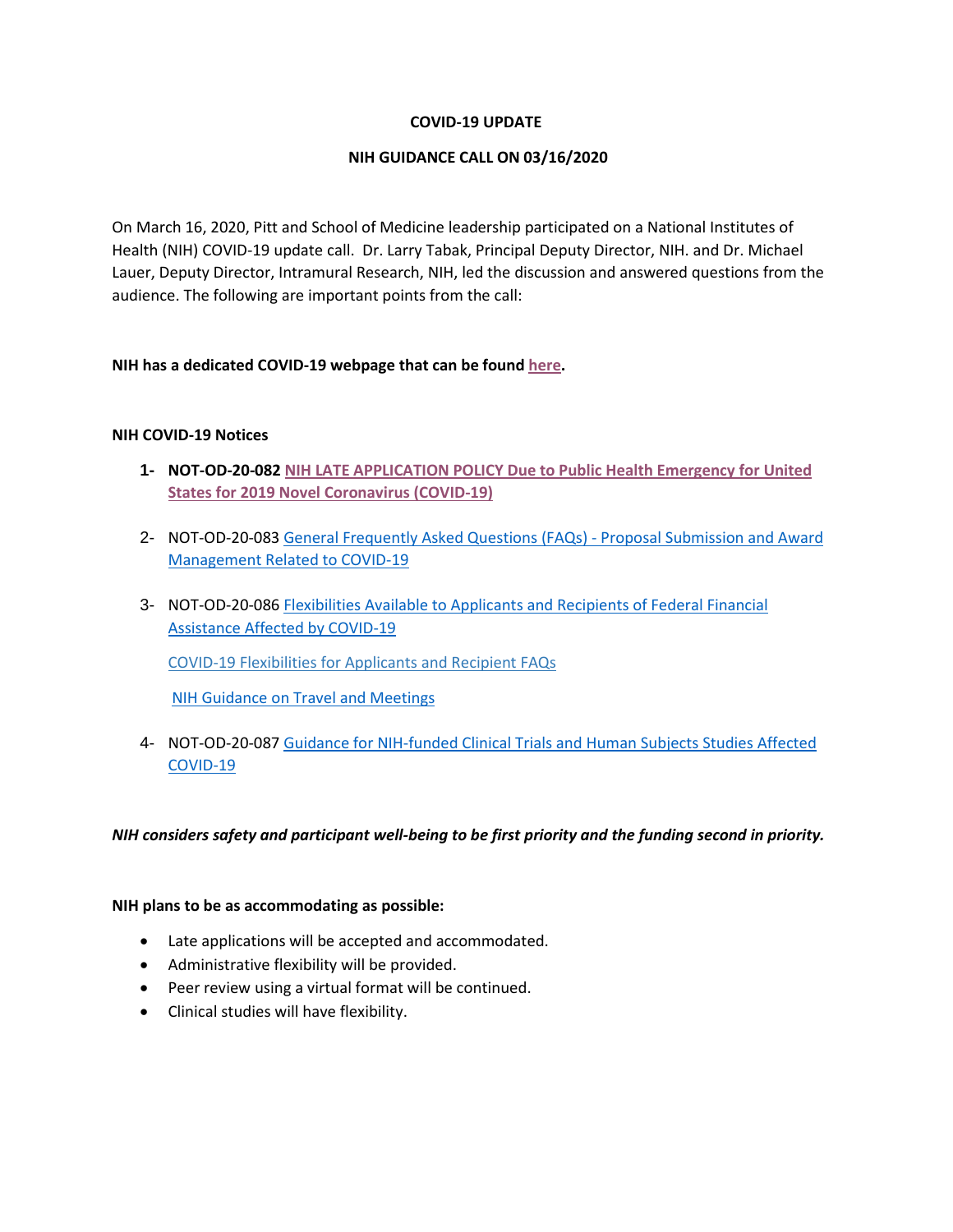**COVID-19 UPDATE**

**NIH GUIDANCE CALL ON 03/16/2020**

On March 16, 2020, Pitt and School of Medicine leadership participated on a National Institutes of Health (NIH) COVID-19 update call. Dr. Larry Tabak, Principal Deputy Director, NIH. and Dr. Michael Lauer, Deputy Director, Intramural Research, NIH, led the discussion and answered questions from the audience. The following are important points from the call:

**NIH has a dedicated COVID-19 webpage that can be found here.**

**NIH COVID-19 Notices**

1- **NOT-OD-20-082** **NIH LATE APPLICATION POLICY Due to Public Health Emergency for United States for 2019 Novel Coronavirus (COVID-19)**

2- NOT-OD-20-083 General Frequently Asked Questions (FAQs) - Proposal Submission and Award Management Related to COVID-19

3- NOT-OD-20-086 Flexibilities Available to Applicants and Recipients of Federal Financial Assistance Affected by COVID-19

   COVID-19 Flexibilities for Applicants and Recipient FAQs

   NIH Guidance on Travel and Meetings

4- NOT-OD-20-087 Guidance for NIH-funded Clinical Trials and Human Subjects Studies Affected COVID-19

***NIH considers safety and participant well-being to be first priority and the funding second in priority.***

**NIH plans to be as accommodating as possible:**

- Late applications will be accepted and accommodated.
- Administrative flexibility will be provided.
- Peer review using a virtual format will be continued.
- Clinical studies will have flexibility.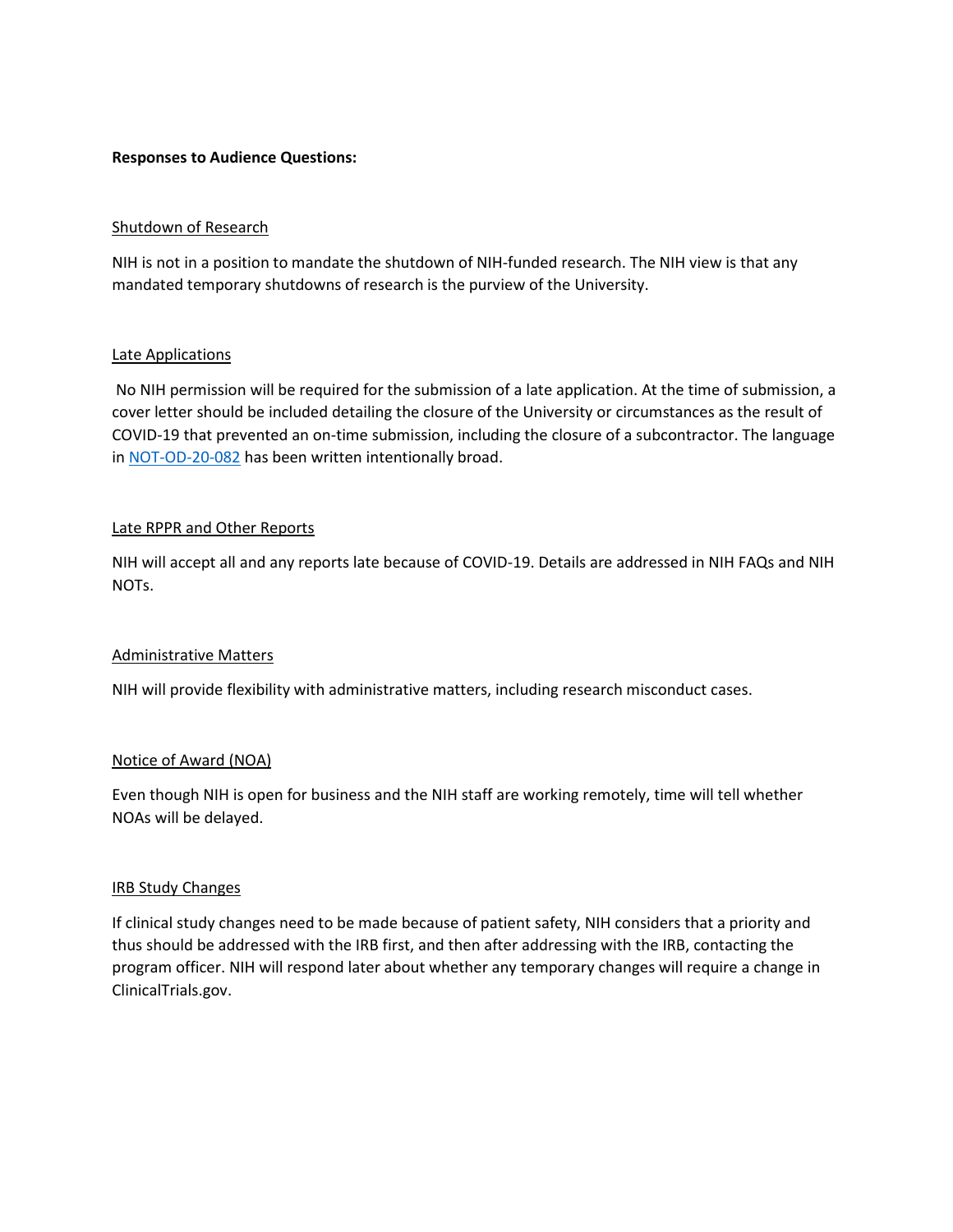**Responses to Audience Questions:**

Shutdown of Research

NIH is not in a position to mandate the shutdown of NIH-funded research. The NIH view is that any mandated temporary shutdowns of research is the purview of the University.

Late Applications

No NIH permission will be required for the submission of a late application. At the time of submission, a cover letter should be included detailing the closure of the University or circumstances as the result of COVID-19 that prevented an on-time submission, including the closure of a subcontractor. The language in NOT-OD-20-082 has been written intentionally broad.

Late RPPR and Other Reports

NIH will accept all and any reports late because of COVID-19. Details are addressed in NIH FAQs and NIH NOTs.

Administrative Matters

NIH will provide flexibility with administrative matters, including research misconduct cases.

Notice of Award (NOA)

Even though NIH is open for business and the NIH staff are working remotely, time will tell whether NOAs will be delayed.

IRB Study Changes

If clinical study changes need to be made because of patient safety, NIH considers that a priority and thus should be addressed with the IRB first, and then after addressing with the IRB, contacting the program officer. NIH will respond later about whether any temporary changes will require a change in ClinicalTrials.gov.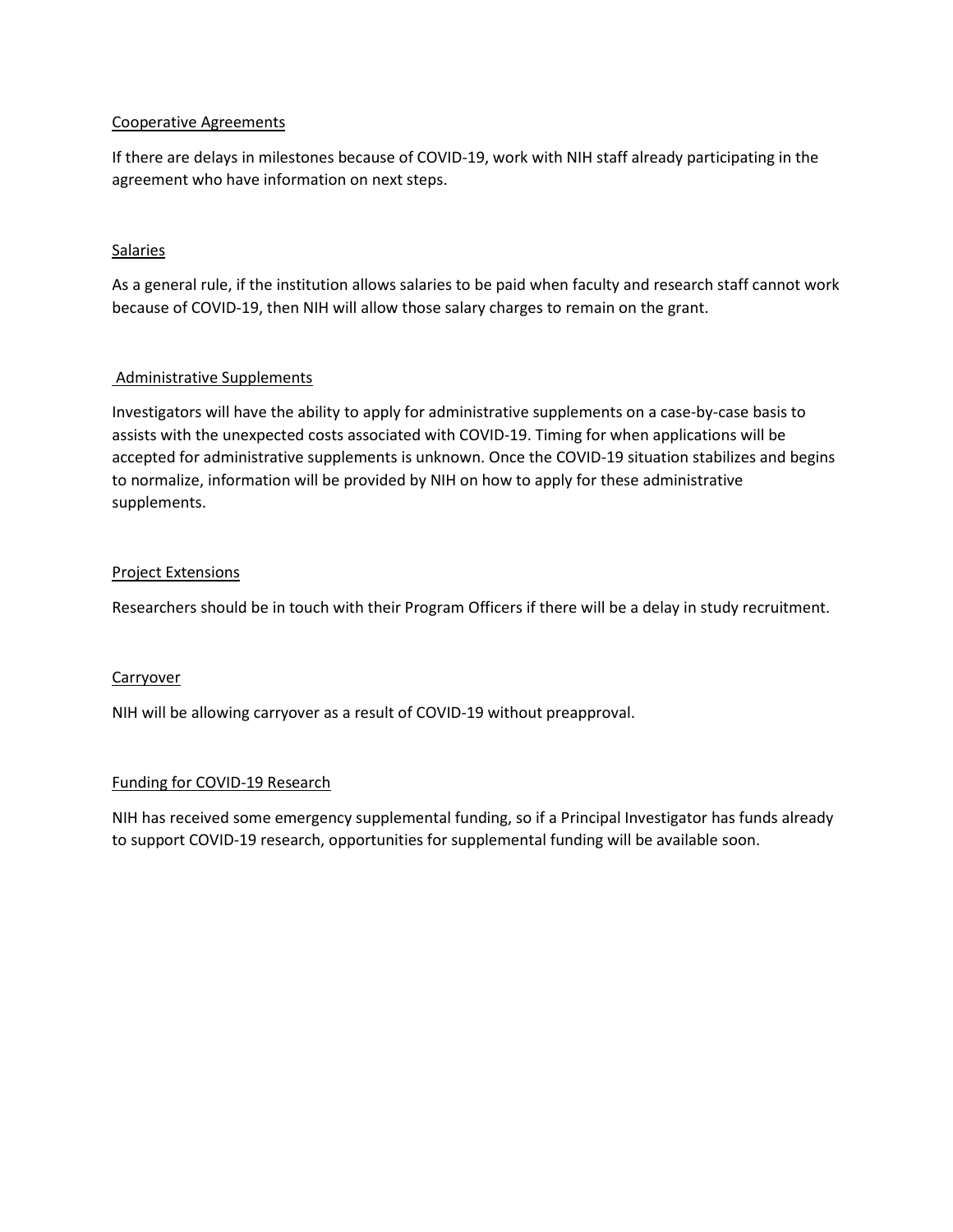## Cooperative Agreements

If there are delays in milestones because of COVID-19, work with NIH staff already participating in the agreement who have information on next steps.

## Salaries

As a general rule, if the institution allows salaries to be paid when faculty and research staff cannot work because of COVID-19, then NIH will allow those salary charges to remain on the grant.

## Administrative Supplements

Investigators will have the ability to apply for administrative supplements on a case-by-case basis to assists with the unexpected costs associated with COVID-19. Timing for when applications will be accepted for administrative supplements is unknown. Once the COVID-19 situation stabilizes and begins to normalize, information will be provided by NIH on how to apply for these administrative supplements.

## Project Extensions

Researchers should be in touch with their Program Officers if there will be a delay in study recruitment.

## Carryover

NIH will be allowing carryover as a result of COVID-19 without preapproval.

## Funding for COVID-19 Research

NIH has received some emergency supplemental funding, so if a Principal Investigator has funds already to support COVID-19 research, opportunities for supplemental funding will be available soon.